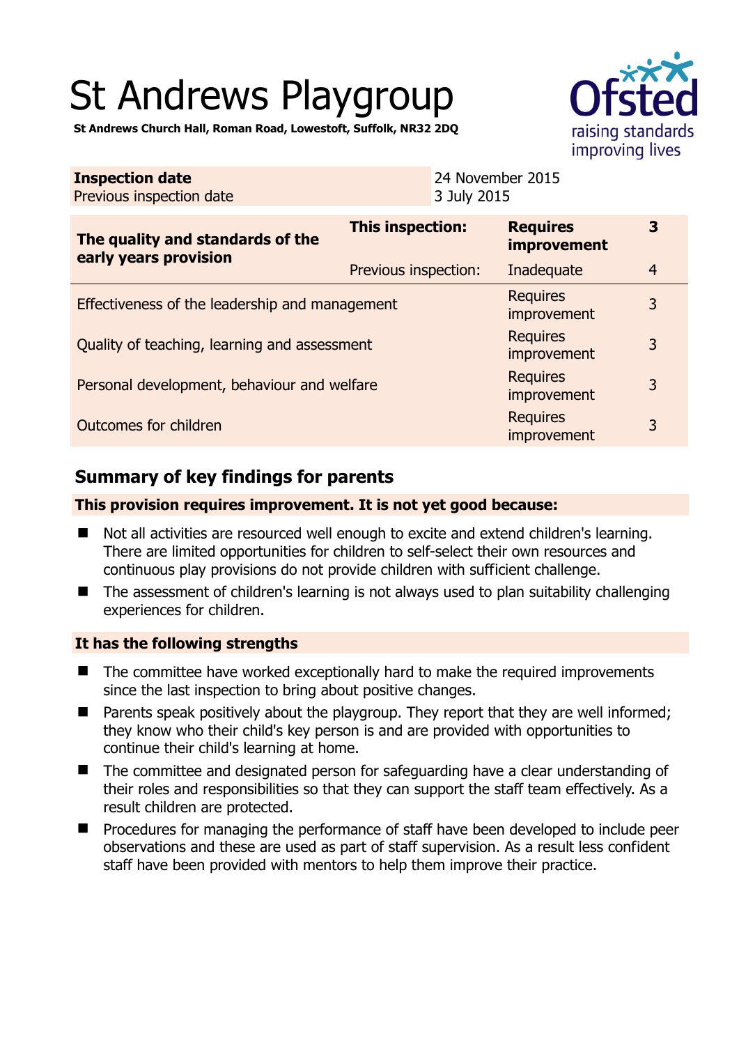# St Andrews Playgroup

**St Andrews Church Hall, Roman Road, Lowestoft, Suffolk, NR32 2DQ**

| **Inspection date** | 24 November 2015 |
|---|---|
| Previous inspection date | 3 July 2015 |

| **The quality and standards of the early years provision** | **This inspection:** | **Requires improvement** | **3** |
|---|---|---|---|
| | Previous inspection: | Inadequate | 4 |
| Effectiveness of the leadership and management | | Requires improvement | 3 |
| Quality of teaching, learning and assessment | | Requires improvement | 3 |
| Personal development, behaviour and welfare | | Requires improvement | 3 |
| Outcomes for children | | Requires improvement | 3 |

## Summary of key findings for parents

**This provision requires improvement. It is not yet good because:**

- Not all activities are resourced well enough to excite and extend children's learning. There are limited opportunities for children to self-select their own resources and continuous play provisions do not provide children with sufficient challenge.
- The assessment of children's learning is not always used to plan suitability challenging experiences for children.

**It has the following strengths**

- The committee have worked exceptionally hard to make the required improvements since the last inspection to bring about positive changes.
- Parents speak positively about the playgroup. They report that they are well informed; they know who their child's key person is and are provided with opportunities to continue their child's learning at home.
- The committee and designated person for safeguarding have a clear understanding of their roles and responsibilities so that they can support the staff team effectively. As a result children are protected.
- Procedures for managing the performance of staff have been developed to include peer observations and these are used as part of staff supervision. As a result less confident staff have been provided with mentors to help them improve their practice.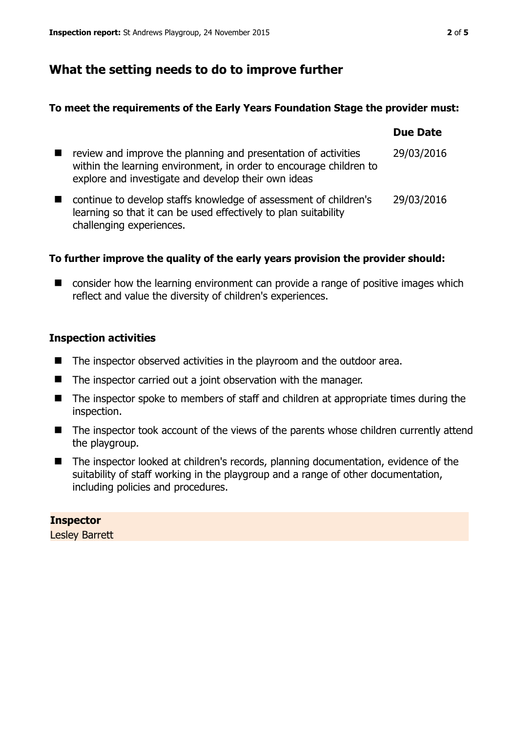## What the setting needs to do to improve further

### To meet the requirements of the Early Years Foundation Stage the provider must:

| | Due Date |
|---|---|
| review and improve the planning and presentation of activities within the learning environment, in order to encourage children to explore and investigate and develop their own ideas | 29/03/2016 |
| continue to develop staffs knowledge of assessment of children's learning so that it can be used effectively to plan suitability challenging experiences. | 29/03/2016 |

### To further improve the quality of the early years provision the provider should:

- consider how the learning environment can provide a range of positive images which reflect and value the diversity of children's experiences.

### Inspection activities

- The inspector observed activities in the playroom and the outdoor area.
- The inspector carried out a joint observation with the manager.
- The inspector spoke to members of staff and children at appropriate times during the inspection.
- The inspector took account of the views of the parents whose children currently attend the playgroup.
- The inspector looked at children's records, planning documentation, evidence of the suitability of staff working in the playgroup and a range of other documentation, including policies and procedures.

**Inspector**
Lesley Barrett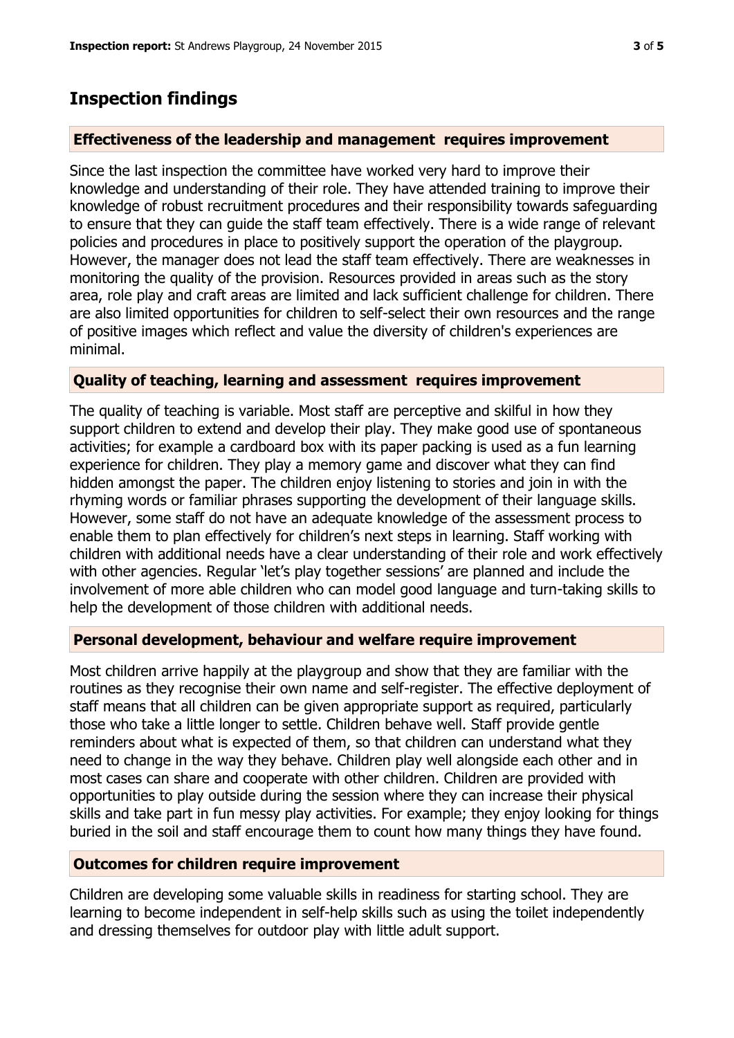## Inspection findings

### Effectiveness of the leadership and management requires improvement

Since the last inspection the committee have worked very hard to improve their knowledge and understanding of their role. They have attended training to improve their knowledge of robust recruitment procedures and their responsibility towards safeguarding to ensure that they can guide the staff team effectively. There is a wide range of relevant policies and procedures in place to positively support the operation of the playgroup. However, the manager does not lead the staff team effectively. There are weaknesses in monitoring the quality of the provision. Resources provided in areas such as the story area, role play and craft areas are limited and lack sufficient challenge for children. There are also limited opportunities for children to self-select their own resources and the range of positive images which reflect and value the diversity of children's experiences are minimal.

### Quality of teaching, learning and assessment requires improvement

The quality of teaching is variable. Most staff are perceptive and skilful in how they support children to extend and develop their play. They make good use of spontaneous activities; for example a cardboard box with its paper packing is used as a fun learning experience for children. They play a memory game and discover what they can find hidden amongst the paper. The children enjoy listening to stories and join in with the rhyming words or familiar phrases supporting the development of their language skills. However, some staff do not have an adequate knowledge of the assessment process to enable them to plan effectively for children's next steps in learning. Staff working with children with additional needs have a clear understanding of their role and work effectively with other agencies. Regular 'let's play together sessions' are planned and include the involvement of more able children who can model good language and turn-taking skills to help the development of those children with additional needs.

### Personal development, behaviour and welfare require improvement

Most children arrive happily at the playgroup and show that they are familiar with the routines as they recognise their own name and self-register. The effective deployment of staff means that all children can be given appropriate support as required, particularly those who take a little longer to settle. Children behave well. Staff provide gentle reminders about what is expected of them, so that children can understand what they need to change in the way they behave. Children play well alongside each other and in most cases can share and cooperate with other children. Children are provided with opportunities to play outside during the session where they can increase their physical skills and take part in fun messy play activities. For example; they enjoy looking for things buried in the soil and staff encourage them to count how many things they have found.

### Outcomes for children require improvement

Children are developing some valuable skills in readiness for starting school. They are learning to become independent in self-help skills such as using the toilet independently and dressing themselves for outdoor play with little adult support.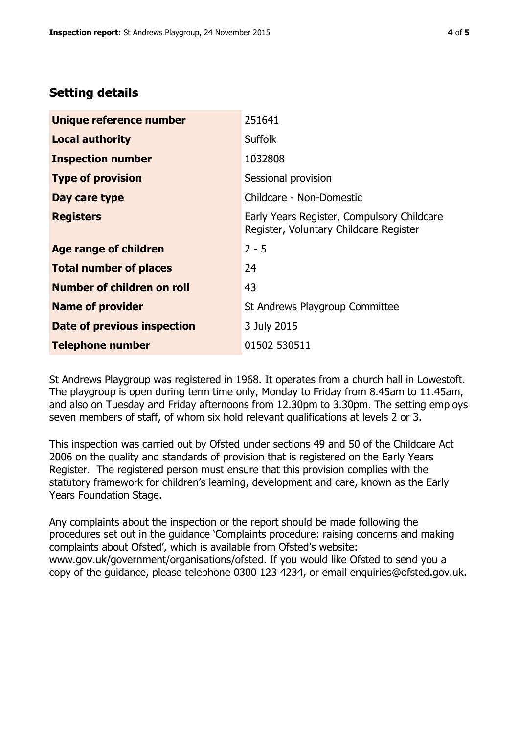## Setting details

| | |
|---|---|
| **Unique reference number** | 251641 |
| **Local authority** | Suffolk |
| **Inspection number** | 1032808 |
| **Type of provision** | Sessional provision |
| **Day care type** | Childcare - Non-Domestic |
| **Registers** | Early Years Register, Compulsory Childcare Register, Voluntary Childcare Register |
| **Age range of children** | 2 - 5 |
| **Total number of places** | 24 |
| **Number of children on roll** | 43 |
| **Name of provider** | St Andrews Playgroup Committee |
| **Date of previous inspection** | 3 July 2015 |
| **Telephone number** | 01502 530511 |

St Andrews Playgroup was registered in 1968. It operates from a church hall in Lowestoft. The playgroup is open during term time only, Monday to Friday from 8.45am to 11.45am, and also on Tuesday and Friday afternoons from 12.30pm to 3.30pm. The setting employs seven members of staff, of whom six hold relevant qualifications at levels 2 or 3.

This inspection was carried out by Ofsted under sections 49 and 50 of the Childcare Act 2006 on the quality and standards of provision that is registered on the Early Years Register. The registered person must ensure that this provision complies with the statutory framework for children's learning, development and care, known as the Early Years Foundation Stage.

Any complaints about the inspection or the report should be made following the procedures set out in the guidance 'Complaints procedure: raising concerns and making complaints about Ofsted', which is available from Ofsted's website: www.gov.uk/government/organisations/ofsted. If you would like Ofsted to send you a copy of the guidance, please telephone 0300 123 4234, or email enquiries@ofsted.gov.uk.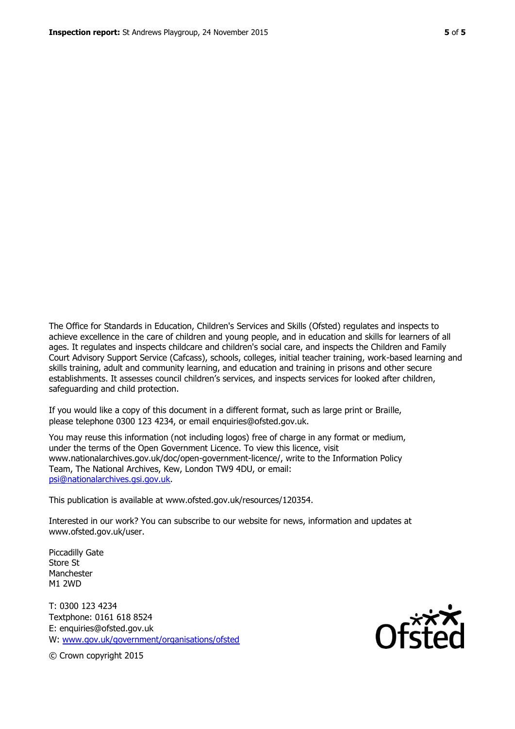The Office for Standards in Education, Children's Services and Skills (Ofsted) regulates and inspects to achieve excellence in the care of children and young people, and in education and skills for learners of all ages. It regulates and inspects childcare and children's social care, and inspects the Children and Family Court Advisory Support Service (Cafcass), schools, colleges, initial teacher training, work-based learning and skills training, adult and community learning, and education and training in prisons and other secure establishments. It assesses council children's services, and inspects services for looked after children, safeguarding and child protection.

If you would like a copy of this document in a different format, such as large print or Braille, please telephone 0300 123 4234, or email enquiries@ofsted.gov.uk.

You may reuse this information (not including logos) free of charge in any format or medium, under the terms of the Open Government Licence. To view this licence, visit www.nationalarchives.gov.uk/doc/open-government-licence/, write to the Information Policy Team, The National Archives, Kew, London TW9 4DU, or email: psi@nationalarchives.gsi.gov.uk.

This publication is available at www.ofsted.gov.uk/resources/120354.

Interested in our work? You can subscribe to our website for news, information and updates at www.ofsted.gov.uk/user.

Piccadilly Gate
Store St
Manchester
M1 2WD

T: 0300 123 4234
Textphone: 0161 618 8524
E: enquiries@ofsted.gov.uk
W: www.gov.uk/government/organisations/ofsted

© Crown copyright 2015